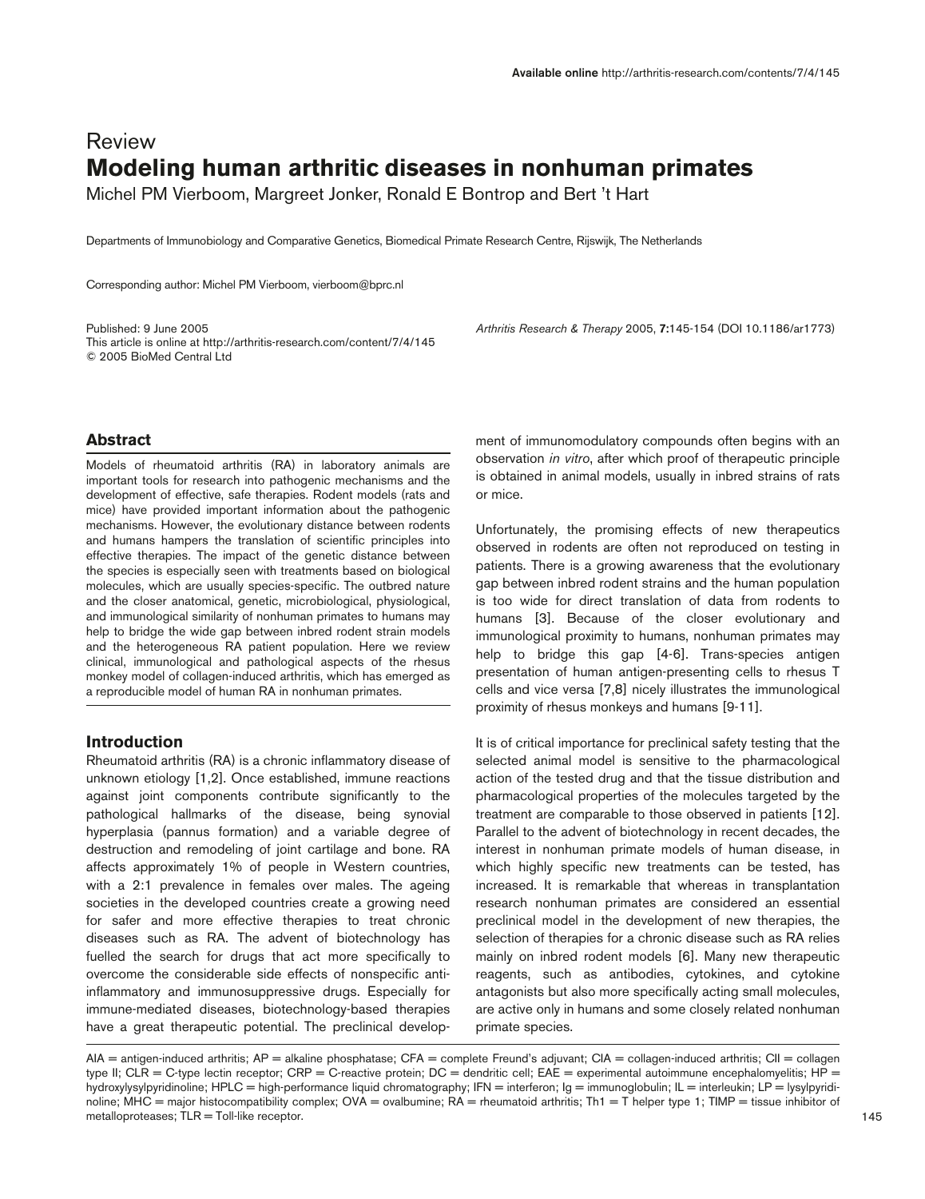Review

# Modeling human arthritic diseases in nonhuman primates

Michel PM Vierboom, Margreet Jonker, Ronald E Bontrop and Bert 't Hart

Departments of Immunobiology and Comparative Genetics, Biomedical Primate Research Centre, Rijswijk, The Netherlands

Corresponding author: Michel PM Vierboom, vierboom@bprc.nl

Published: 9 June 2005
This article is online at http://arthritis-research.com/content/7/4/145
© 2005 BioMed Central Ltd

*Arthritis Research & Therapy* 2005, **7:**145-154 (DOI 10.1186/ar1773)

## Abstract

Models of rheumatoid arthritis (RA) in laboratory animals are important tools for research into pathogenic mechanisms and the development of effective, safe therapies. Rodent models (rats and mice) have provided important information about the pathogenic mechanisms. However, the evolutionary distance between rodents and humans hampers the translation of scientific principles into effective therapies. The impact of the genetic distance between the species is especially seen with treatments based on biological molecules, which are usually species-specific. The outbred nature and the closer anatomical, genetic, microbiological, physiological, and immunological similarity of nonhuman primates to humans may help to bridge the wide gap between inbred rodent strain models and the heterogeneous RA patient population. Here we review clinical, immunological and pathological aspects of the rhesus monkey model of collagen-induced arthritis, which has emerged as a reproducible model of human RA in nonhuman primates.

## Introduction

Rheumatoid arthritis (RA) is a chronic inflammatory disease of unknown etiology [1,2]. Once established, immune reactions against joint components contribute significantly to the pathological hallmarks of the disease, being synovial hyperplasia (pannus formation) and a variable degree of destruction and remodeling of joint cartilage and bone. RA affects approximately 1% of people in Western countries, with a 2:1 prevalence in females over males. The ageing societies in the developed countries create a growing need for safer and more effective therapies to treat chronic diseases such as RA. The advent of biotechnology has fuelled the search for drugs that act more specifically to overcome the considerable side effects of nonspecific anti-inflammatory and immunosuppressive drugs. Especially for immune-mediated diseases, biotechnology-based therapies have a great therapeutic potential. The preclinical development of immunomodulatory compounds often begins with an observation *in vitro*, after which proof of therapeutic principle is obtained in animal models, usually in inbred strains of rats or mice.

Unfortunately, the promising effects of new therapeutics observed in rodents are often not reproduced on testing in patients. There is a growing awareness that the evolutionary gap between inbred rodent strains and the human population is too wide for direct translation of data from rodents to humans [3]. Because of the closer evolutionary and immunological proximity to humans, nonhuman primates may help to bridge this gap [4-6]. Trans-species antigen presentation of human antigen-presenting cells to rhesus T cells and vice versa [7,8] nicely illustrates the immunological proximity of rhesus monkeys and humans [9-11].

It is of critical importance for preclinical safety testing that the selected animal model is sensitive to the pharmacological action of the tested drug and that the tissue distribution and pharmacological properties of the molecules targeted by the treatment are comparable to those observed in patients [12]. Parallel to the advent of biotechnology in recent decades, the interest in nonhuman primate models of human disease, in which highly specific new treatments can be tested, has increased. It is remarkable that whereas in transplantation research nonhuman primates are considered an essential preclinical model in the development of new therapies, the selection of therapies for a chronic disease such as RA relies mainly on inbred rodent models [6]. Many new therapeutic reagents, such as antibodies, cytokines, and cytokine antagonists but also more specifically acting small molecules, are active only in humans and some closely related nonhuman primate species.

AIA = antigen-induced arthritis; AP = alkaline phosphatase; CFA = complete Freund's adjuvant; CIA = collagen-induced arthritis; CII = collagen type II; CLR = C-type lectin receptor; CRP = C-reactive protein; DC = dendritic cell; EAE = experimental autoimmune encephalomyelitis; HP = hydroxylysylpyridinoline; HPLC = high-performance liquid chromatography; IFN = interferon; Ig = immunoglobulin; IL = interleukin; LP = lysylpyridinoline; MHC = major histocompatibility complex; OVA = ovalbumine; RA = rheumatoid arthritis; Th1 = T helper type 1; TIMP = tissue inhibitor of metalloproteases; TLR = Toll-like receptor.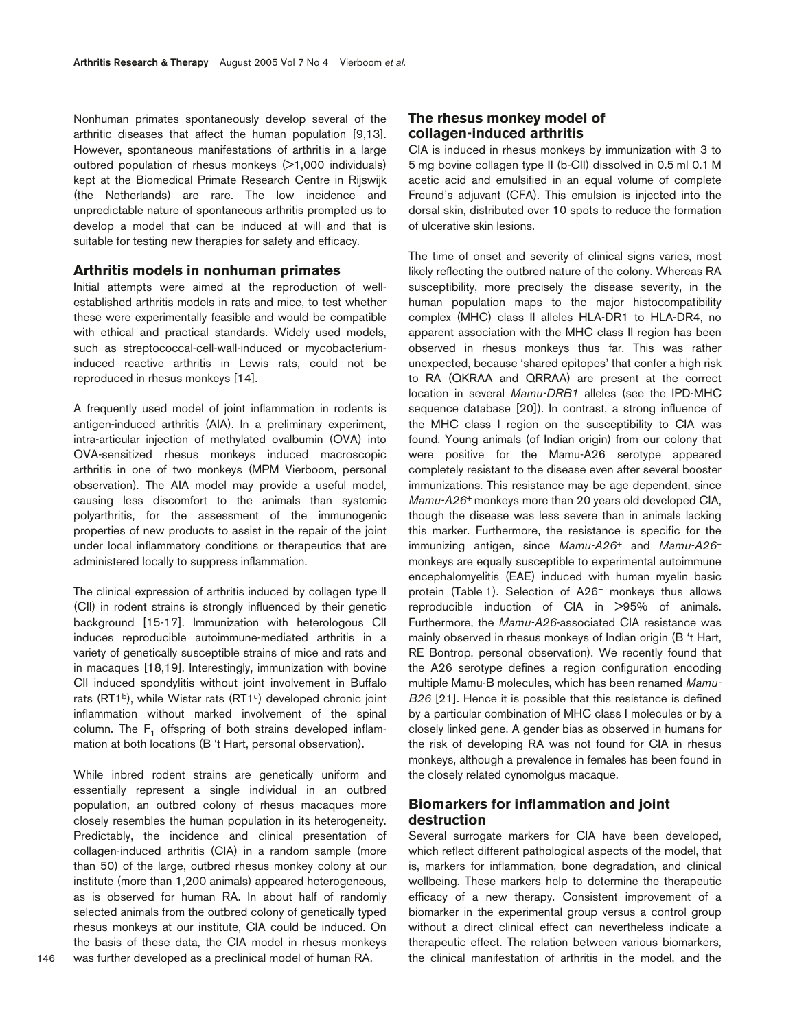Nonhuman primates spontaneously develop several of the arthritic diseases that affect the human population [9,13]. However, spontaneous manifestations of arthritis in a large outbred population of rhesus monkeys (>1,000 individuals) kept at the Biomedical Primate Research Centre in Rijswijk (the Netherlands) are rare. The low incidence and unpredictable nature of spontaneous arthritis prompted us to develop a model that can be induced at will and that is suitable for testing new therapies for safety and efficacy.

## Arthritis models in nonhuman primates

Initial attempts were aimed at the reproduction of well-established arthritis models in rats and mice, to test whether these were experimentally feasible and would be compatible with ethical and practical standards. Widely used models, such as streptococcal-cell-wall-induced or mycobacterium-induced reactive arthritis in Lewis rats, could not be reproduced in rhesus monkeys [14].

A frequently used model of joint inflammation in rodents is antigen-induced arthritis (AIA). In a preliminary experiment, intra-articular injection of methylated ovalbumin (OVA) into OVA-sensitized rhesus monkeys induced macroscopic arthritis in one of two monkeys (MPM Vierboom, personal observation). The AIA model may provide a useful model, causing less discomfort to the animals than systemic polyarthritis, for the assessment of the immunogenic properties of new products to assist in the repair of the joint under local inflammatory conditions or therapeutics that are administered locally to suppress inflammation.

The clinical expression of arthritis induced by collagen type II (CII) in rodent strains is strongly influenced by their genetic background [15-17]. Immunization with heterologous CII induces reproducible autoimmune-mediated arthritis in a variety of genetically susceptible strains of mice and rats and in macaques [18,19]. Interestingly, immunization with bovine CII induced spondylitis without joint involvement in Buffalo rats (RT1[b]), while Wistar rats (RT1[u]) developed chronic joint inflammation without marked involvement of the spinal column. The $F_1$ offspring of both strains developed inflammation at both locations (B 't Hart, personal observation).

While inbred rodent strains are genetically uniform and essentially represent a single individual in an outbred population, an outbred colony of rhesus macaques more closely resembles the human population in its heterogeneity. Predictably, the incidence and clinical presentation of collagen-induced arthritis (CIA) in a random sample (more than 50) of the large, outbred rhesus monkey colony at our institute (more than 1,200 animals) appeared heterogeneous, as is observed for human RA. In about half of randomly selected animals from the outbred colony of genetically typed rhesus monkeys at our institute, CIA could be induced. On the basis of these data, the CIA model in rhesus monkeys was further developed as a preclinical model of human RA.

## The rhesus monkey model of collagen-induced arthritis

CIA is induced in rhesus monkeys by immunization with 3 to 5 mg bovine collagen type II (b-CII) dissolved in 0.5 ml 0.1 M acetic acid and emulsified in an equal volume of complete Freund's adjuvant (CFA). This emulsion is injected into the dorsal skin, distributed over 10 spots to reduce the formation of ulcerative skin lesions.

The time of onset and severity of clinical signs varies, most likely reflecting the outbred nature of the colony. Whereas RA susceptibility, more precisely the disease severity, in the human population maps to the major histocompatibility complex (MHC) class II alleles HLA-DR1 to HLA-DR4, no apparent association with the MHC class II region has been observed in rhesus monkeys thus far. This was rather unexpected, because 'shared epitopes' that confer a high risk to RA (QKRAA and QRRAA) are present at the correct location in several *Mamu-DRB1* alleles (see the IPD-MHC sequence database [20]). In contrast, a strong influence of the MHC class I region on the susceptibility to CIA was found. Young animals (of Indian origin) from our colony that were positive for the Mamu-A26 serotype appeared completely resistant to the disease even after several booster immunizations. This resistance may be age dependent, since *Mamu-A26*[+] monkeys more than 20 years old developed CIA, though the disease was less severe than in animals lacking this marker. Furthermore, the resistance is specific for the immunizing antigen, since *Mamu-A26*[+] and *Mamu-A26*[–] monkeys are equally susceptible to experimental autoimmune encephalomyelitis (EAE) induced with human myelin basic protein (Table 1). Selection of A26[–] monkeys thus allows reproducible induction of CIA in >95% of animals. Furthermore, the *Mamu-A26*-associated CIA resistance was mainly observed in rhesus monkeys of Indian origin (B 't Hart, RE Bontrop, personal observation). We recently found that the A26 serotype defines a region configuration encoding multiple Mamu-B molecules, which has been renamed *Mamu-B26* [21]. Hence it is possible that this resistance is defined by a particular combination of MHC class I molecules or by a closely linked gene. A gender bias as observed in humans for the risk of developing RA was not found for CIA in rhesus monkeys, although a prevalence in females has been found in the closely related cynomolgus macaque.

## Biomarkers for inflammation and joint destruction

Several surrogate markers for CIA have been developed, which reflect different pathological aspects of the model, that is, markers for inflammation, bone degradation, and clinical wellbeing. These markers help to determine the therapeutic efficacy of a new therapy. Consistent improvement of a biomarker in the experimental group versus a control group without a direct clinical effect can nevertheless indicate a therapeutic effect. The relation between various biomarkers, the clinical manifestation of arthritis in the model, and the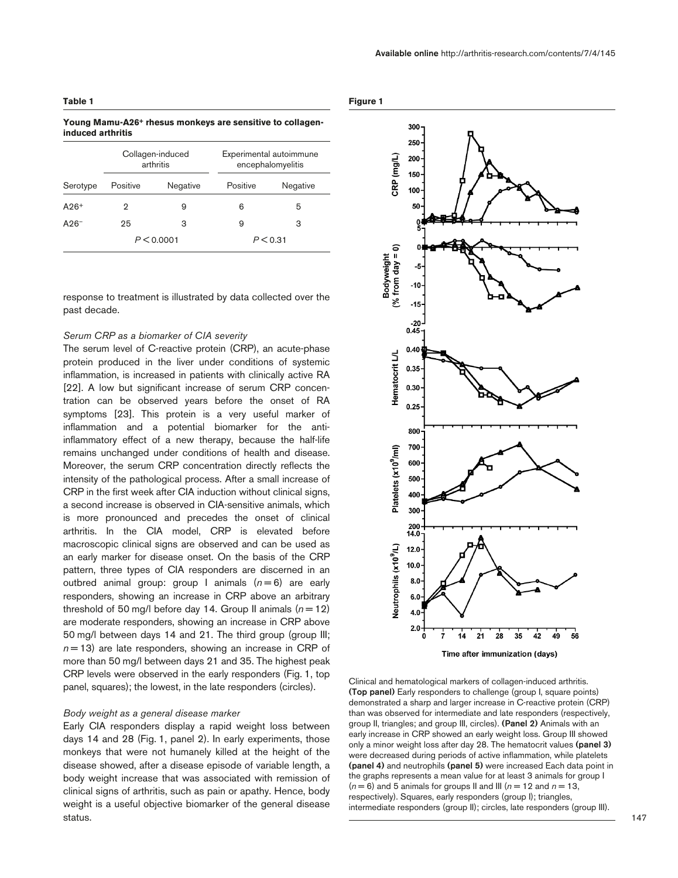**Table 1**

**Young Mamu-A26⁺ rhesus monkeys are sensitive to collagen-induced arthritis**

| | Collagen-induced arthritis | | Experimental autoimmune encephalomyelitis | |
|---|---|---|---|---|
| Serotype | Positive | Negative | Positive | Negative |
| A26⁺ | 2 | 9 | 6 | 5 |
| A26⁻ | 25 | 3 | 9 | 3 |
| | $P < 0.0001$ | | $P < 0.31$ | |

response to treatment is illustrated by data collected over the past decade.

### *Serum CRP as a biomarker of CIA severity*

The serum level of C-reactive protein (CRP), an acute-phase protein produced in the liver under conditions of systemic inflammation, is increased in patients with clinically active RA [22]. A low but significant increase of serum CRP concentration can be observed years before the onset of RA symptoms [23]. This protein is a very useful marker of inflammation and a potential biomarker for the anti-inflammatory effect of a new therapy, because the half-life remains unchanged under conditions of health and disease. Moreover, the serum CRP concentration directly reflects the intensity of the pathological process. After a small increase of CRP in the first week after CIA induction without clinical signs, a second increase is observed in CIA-sensitive animals, which is more pronounced and precedes the onset of clinical arthritis. In the CIA model, CRP is elevated before macroscopic clinical signs are observed and can be used as an early marker for disease onset. On the basis of the CRP pattern, three types of CIA responders are discerned in an outbred animal group: group I animals ($n = 6$) are early responders, showing an increase in CRP above an arbitrary threshold of 50 mg/l before day 14. Group II animals ($n = 12$) are moderate responders, showing an increase in CRP above 50 mg/l between days 14 and 21. The third group (group III; $n = 13$) are late responders, showing an increase in CRP of more than 50 mg/l between days 21 and 35. The highest peak CRP levels were observed in the early responders (Fig. 1, top panel, squares); the lowest, in the late responders (circles).

### *Body weight as a general disease marker*

Early CIA responders display a rapid weight loss between days 14 and 28 (Fig. 1, panel 2). In early experiments, those monkeys that were not humanely killed at the height of the disease showed, after a disease episode of variable length, a body weight increase that was associated with remission of clinical signs of arthritis, such as pain or apathy. Hence, body weight is a useful objective biomarker of the general disease status.

**Figure 1**

Clinical and hematological markers of collagen-induced arthritis. **(Top panel)** Early responders to challenge (group I, square points) demonstrated a sharp and larger increase in C-reactive protein (CRP) than was observed for intermediate and late responders (respectively, group II, triangles; and group III, circles). **(Panel 2)** Animals with an early increase in CRP showed an early weight loss. Group III showed only a minor weight loss after day 28. The hematocrit values **(panel 3)** were decreased during periods of active inflammation, while platelets **(panel 4)** and neutrophils **(panel 5)** were increased Each data point in the graphs represents a mean value for at least 3 animals for group I ($n = 6$) and 5 animals for groups II and III ($n = 12$ and $n = 13$, respectively). Squares, early responders (group I); triangles, intermediate responders (group II); circles, late responders (group III).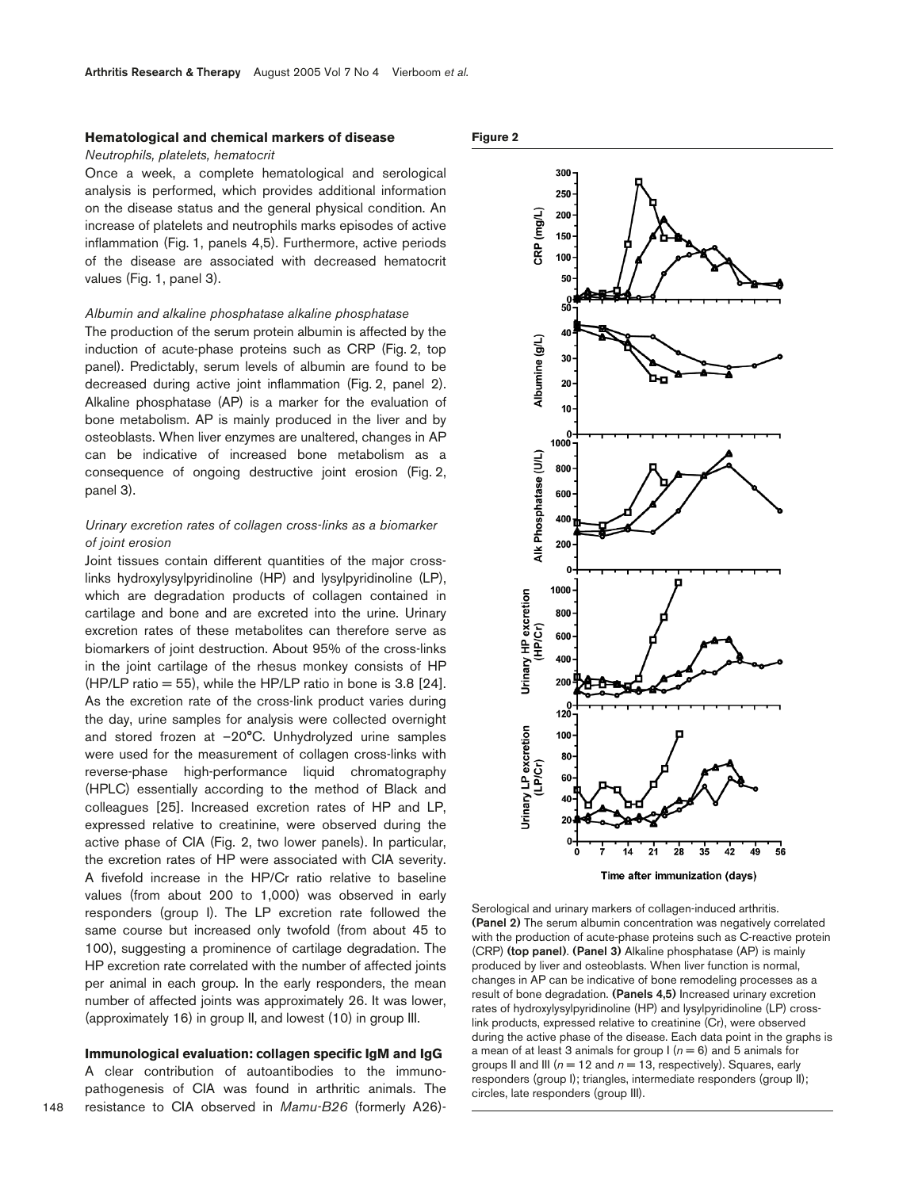### Hematological and chemical markers of disease

*Neutrophils, platelets, hematocrit*

Once a week, a complete hematological and serological analysis is performed, which provides additional information on the disease status and the general physical condition. An increase of platelets and neutrophils marks episodes of active inflammation (Fig. 1, panels 4,5). Furthermore, active periods of the disease are associated with decreased hematocrit values (Fig. 1, panel 3).

*Albumin and alkaline phosphatase alkaline phosphatase*

The production of the serum protein albumin is affected by the induction of acute-phase proteins such as CRP (Fig. 2, top panel). Predictably, serum levels of albumin are found to be decreased during active joint inflammation (Fig. 2, panel 2). Alkaline phosphatase (AP) is a marker for the evaluation of bone metabolism. AP is mainly produced in the liver and by osteoblasts. When liver enzymes are unaltered, changes in AP can be indicative of increased bone metabolism as a consequence of ongoing destructive joint erosion (Fig. 2, panel 3).

*Urinary excretion rates of collagen cross-links as a biomarker of joint erosion*

Joint tissues contain different quantities of the major cross-links hydroxylysylpyridinoline (HP) and lysylpyridinoline (LP), which are degradation products of collagen contained in cartilage and bone and are excreted into the urine. Urinary excretion rates of these metabolites can therefore serve as biomarkers of joint destruction. About 95% of the cross-links in the joint cartilage of the rhesus monkey consists of HP (HP/LP ratio = 55), while the HP/LP ratio in bone is 3.8 [24]. As the excretion rate of the cross-link product varies during the day, urine samples for analysis were collected overnight and stored frozen at −20°C. Unhydrolyzed urine samples were used for the measurement of collagen cross-links with reverse-phase high-performance liquid chromatography (HPLC) essentially according to the method of Black and colleagues [25]. Increased excretion rates of HP and LP, expressed relative to creatinine, were observed during the active phase of CIA (Fig. 2, two lower panels). In particular, the excretion rates of HP were associated with CIA severity. A fivefold increase in the HP/Cr ratio relative to baseline values (from about 200 to 1,000) was observed in early responders (group I). The LP excretion rate followed the same course but increased only twofold (from about 45 to 100), suggesting a prominence of cartilage degradation. The HP excretion rate correlated with the number of affected joints per animal in each group. In the early responders, the mean number of affected joints was approximately 26. It was lower, (approximately 16) in group II, and lowest (10) in group III.

### Immunological evaluation: collagen specific IgM and IgG

A clear contribution of autoantibodies to the immunopathogenesis of CIA was found in arthritic animals. The resistance to CIA observed in *Mamu-B26* (formerly A26)-

**Figure 2**

Serological and urinary markers of collagen-induced arthritis. **(Panel 2)** The serum albumin concentration was negatively correlated with the production of acute-phase proteins such as C-reactive protein (CRP) **(top panel)**. **(Panel 3)** Alkaline phosphatase (AP) is mainly produced by liver and osteoblasts. When liver function is normal, changes in AP can be indicative of bone remodeling processes as a result of bone degradation. **(Panels 4,5)** Increased urinary excretion rates of hydroxylysylpyridinoline (HP) and lysylpyridinoline (LP) cross-link products, expressed relative to creatinine (Cr), were observed during the active phase of the disease. Each data point in the graphs is a mean of at least 3 animals for group I ($n = 6$) and 5 animals for groups II and III ($n = 12$ and $n = 13$, respectively). Squares, early responders (group I); triangles, intermediate responders (group II); circles, late responders (group III).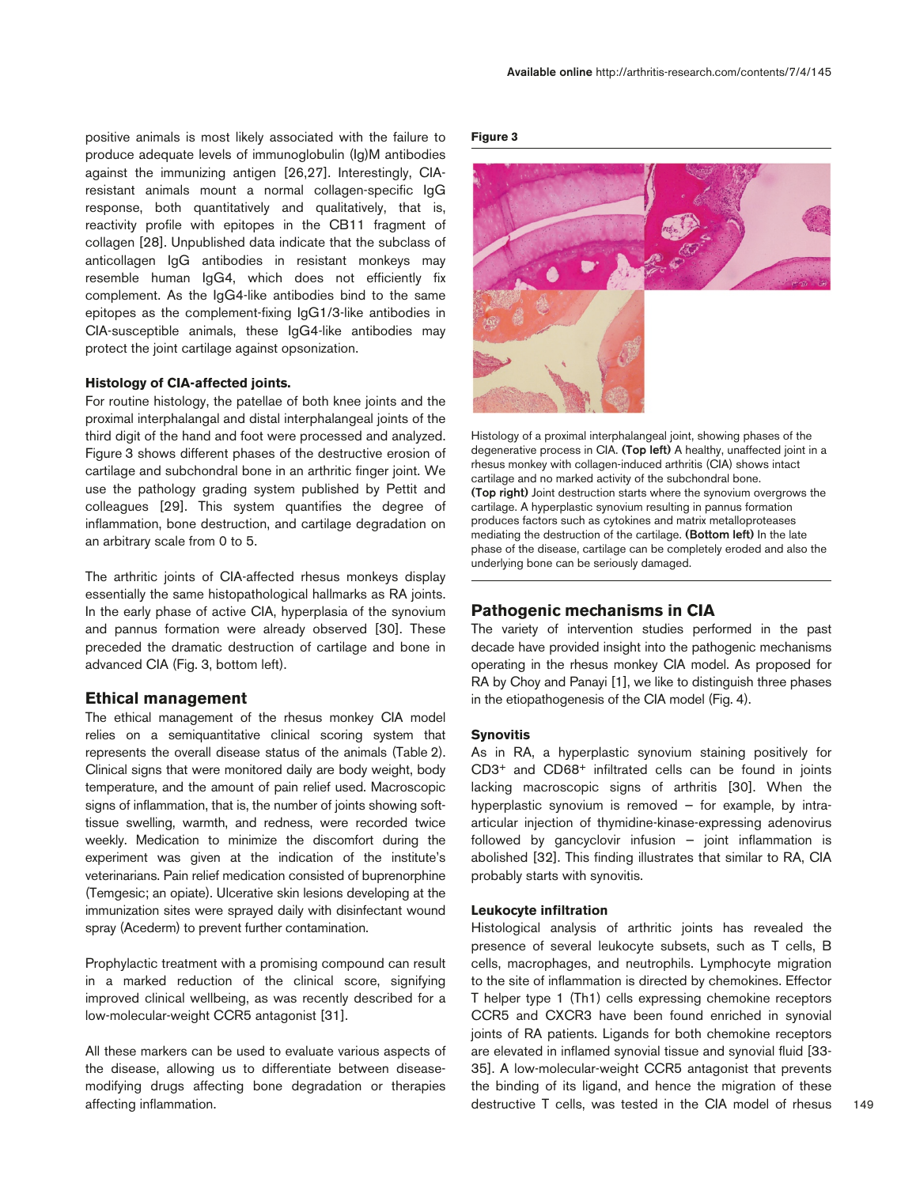positive animals is most likely associated with the failure to produce adequate levels of immunoglobulin (Ig)M antibodies against the immunizing antigen [26,27]. Interestingly, CIA-resistant animals mount a normal collagen-specific IgG response, both quantitatively and qualitatively, that is, reactivity profile with epitopes in the CB11 fragment of collagen [28]. Unpublished data indicate that the subclass of anticollagen IgG antibodies in resistant monkeys may resemble human IgG4, which does not efficiently fix complement. As the IgG4-like antibodies bind to the same epitopes as the complement-fixing IgG1/3-like antibodies in CIA-susceptible animals, these IgG4-like antibodies may protect the joint cartilage against opsonization.

#### Histology of CIA-affected joints.

For routine histology, the patellae of both knee joints and the proximal interphalangeal and distal interphalangeal joints of the third digit of the hand and foot were processed and analyzed. Figure 3 shows different phases of the destructive erosion of cartilage and subchondral bone in an arthritic finger joint. We use the pathology grading system published by Pettit and colleagues [29]. This system quantifies the degree of inflammation, bone destruction, and cartilage degradation on an arbitrary scale from 0 to 5.

The arthritic joints of CIA-affected rhesus monkeys display essentially the same histopathological hallmarks as RA joints. In the early phase of active CIA, hyperplasia of the synovium and pannus formation were already observed [30]. These preceded the dramatic destruction of cartilage and bone in advanced CIA (Fig. 3, bottom left).

**Figure 3**

Histology of a proximal interphalangeal joint, showing phases of the degenerative process in CIA. **(Top left)** A healthy, unaffected joint in a rhesus monkey with collagen-induced arthritis (CIA) shows intact cartilage and no marked activity of the subchondral bone. **(Top right)** Joint destruction starts where the synovium overgrows the cartilage. A hyperplastic synovium resulting in pannus formation produces factors such as cytokines and matrix metalloproteases mediating the destruction of the cartilage. **(Bottom left)** In the late phase of the disease, cartilage can be completely eroded and also the underlying bone can be seriously damaged.

### Ethical management

The ethical management of the rhesus monkey CIA model relies on a semiquantitative clinical scoring system that represents the overall disease status of the animals (Table 2). Clinical signs that were monitored daily are body weight, body temperature, and the amount of pain relief used. Macroscopic signs of inflammation, that is, the number of joints showing soft-tissue swelling, warmth, and redness, were recorded twice weekly. Medication to minimize the discomfort during the experiment was given at the indication of the institute's veterinarians. Pain relief medication consisted of buprenorphine (Temgesic; an opiate). Ulcerative skin lesions developing at the immunization sites were sprayed daily with disinfectant wound spray (Acederm) to prevent further contamination.

Prophylactic treatment with a promising compound can result in a marked reduction of the clinical score, signifying improved clinical wellbeing, as was recently described for a low-molecular-weight CCR5 antagonist [31].

All these markers can be used to evaluate various aspects of the disease, allowing us to differentiate between disease-modifying drugs affecting bone degradation or therapies affecting inflammation.

### Pathogenic mechanisms in CIA

The variety of intervention studies performed in the past decade have provided insight into the pathogenic mechanisms operating in the rhesus monkey CIA model. As proposed for RA by Choy and Panayi [1], we like to distinguish three phases in the etiopathogenesis of the CIA model (Fig. 4).

#### Synovitis

As in RA, a hyperplastic synovium staining positively for $CD3^+$ and $CD68^+$ infiltrated cells can be found in joints lacking macroscopic signs of arthritis [30]. When the hyperplastic synovium is removed – for example, by intra-articular injection of thymidine-kinase-expressing adenovirus followed by gancyclovir infusion – joint inflammation is abolished [32]. This finding illustrates that similar to RA, CIA probably starts with synovitis.

#### Leukocyte infiltration

Histological analysis of arthritic joints has revealed the presence of several leukocyte subsets, such as T cells, B cells, macrophages, and neutrophils. Lymphocyte migration to the site of inflammation is directed by chemokines. Effector T helper type 1 (Th1) cells expressing chemokine receptors CCR5 and CXCR3 have been found enriched in synovial joints of RA patients. Ligands for both chemokine receptors are elevated in inflamed synovial tissue and synovial fluid [33-35]. A low-molecular-weight CCR5 antagonist that prevents the binding of its ligand, and hence the migration of these destructive T cells, was tested in the CIA model of rhesus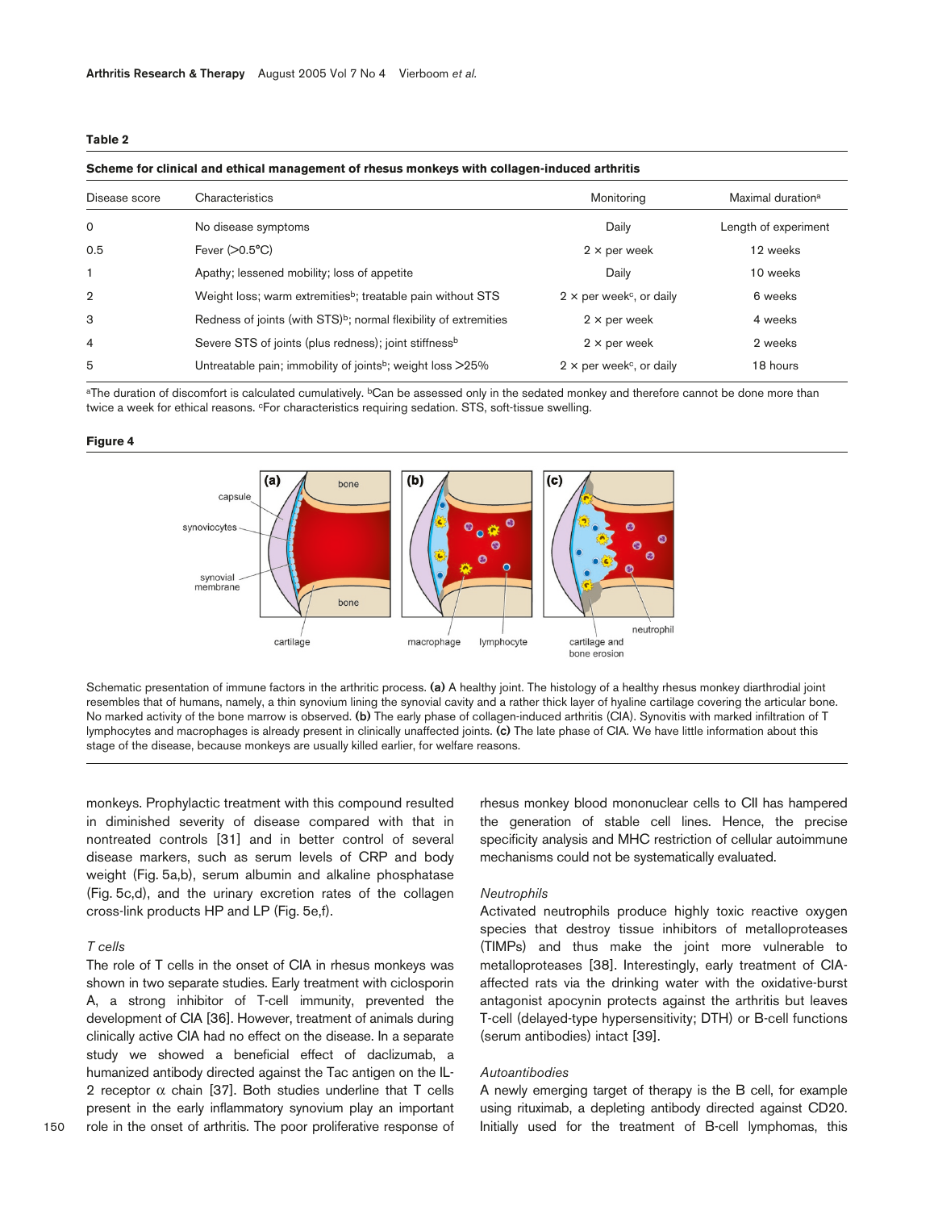**Table 2**

**Scheme for clinical and ethical management of rhesus monkeys with collagen-induced arthritis**

| Disease score | Characteristics | Monitoring | Maximal duration[a] |
|---|---|---|---|
| 0 | No disease symptoms | Daily | Length of experiment |
| 0.5 | Fever (>0.5°C) | 2 × per week | 12 weeks |
| 1 | Apathy; lessened mobility; loss of appetite | Daily | 10 weeks |
| 2 | Weight loss; warm extremities[b]; treatable pain without STS | 2 × per week[c], or daily | 6 weeks |
| 3 | Redness of joints (with STS)[b]; normal flexibility of extremities | 2 × per week | 4 weeks |
| 4 | Severe STS of joints (plus redness); joint stiffness[b] | 2 × per week | 2 weeks |
| 5 | Untreatable pain; immobility of joints[b]; weight loss >25% | 2 × per week[c], or daily | 18 hours |

[a]The duration of discomfort is calculated cumulatively. [b]Can be assessed only in the sedated monkey and therefore cannot be done more than twice a week for ethical reasons. [c]For characteristics requiring sedation. STS, soft-tissue swelling.

**Figure 4**

Schematic presentation of immune factors in the arthritic process. **(a)** A healthy joint. The histology of a healthy rhesus monkey diarthrodial joint resembles that of humans, namely, a thin synovium lining the synovial cavity and a rather thick layer of hyaline cartilage covering the articular bone. No marked activity of the bone marrow is observed. **(b)** The early phase of collagen-induced arthritis (CIA). Synovitis with marked infiltration of T lymphocytes and macrophages is already present in clinically unaffected joints. **(c)** The late phase of CIA. We have little information about this stage of the disease, because monkeys are usually killed earlier, for welfare reasons.

monkeys. Prophylactic treatment with this compound resulted in diminished severity of disease compared with that in nontreated controls [31] and in better control of several disease markers, such as serum levels of CRP and body weight (Fig. 5a,b), serum albumin and alkaline phosphatase (Fig. 5c,d), and the urinary excretion rates of the collagen cross-link products HP and LP (Fig. 5e,f).

*T cells*

The role of T cells in the onset of CIA in rhesus monkeys was shown in two separate studies. Early treatment with ciclosporin A, a strong inhibitor of T-cell immunity, prevented the development of CIA [36]. However, treatment of animals during clinically active CIA had no effect on the disease. In a separate study we showed a beneficial effect of daclizumab, a humanized antibody directed against the Tac antigen on the IL-2 receptor α chain [37]. Both studies underline that T cells present in the early inflammatory synovium play an important role in the onset of arthritis. The poor proliferative response of rhesus monkey blood mononuclear cells to CII has hampered the generation of stable cell lines. Hence, the precise specificity analysis and MHC restriction of cellular autoimmune mechanisms could not be systematically evaluated.

*Neutrophils*

Activated neutrophils produce highly toxic reactive oxygen species that destroy tissue inhibitors of metalloproteases (TIMPs) and thus make the joint more vulnerable to metalloproteases [38]. Interestingly, early treatment of CIA-affected rats via the drinking water with the oxidative-burst antagonist apocynin protects against the arthritis but leaves T-cell (delayed-type hypersensitivity; DTH) or B-cell functions (serum antibodies) intact [39].

*Autoantibodies*

A newly emerging target of therapy is the B cell, for example using rituximab, a depleting antibody directed against CD20. Initially used for the treatment of B-cell lymphomas, this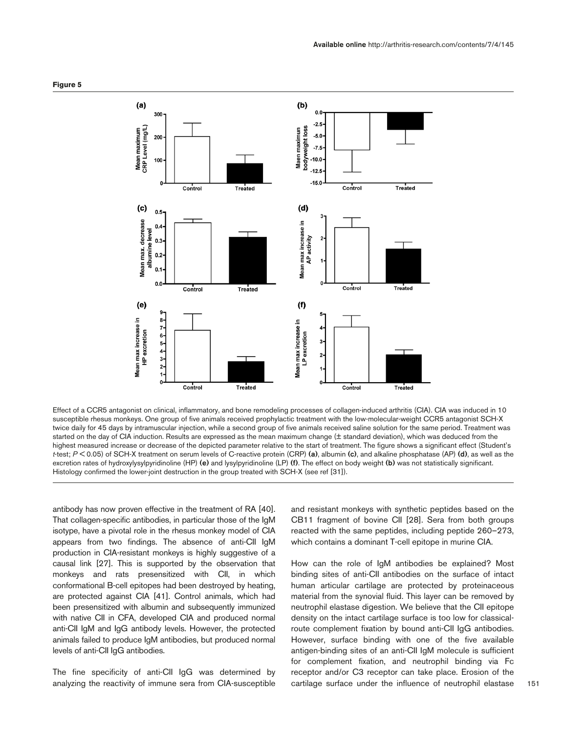**Figure 5**

Effect of a CCR5 antagonist on clinical, inflammatory, and bone remodeling processes of collagen-induced arthritis (CIA). CIA was induced in 10 susceptible rhesus monkeys. One group of five animals received prophylactic treatment with the low-molecular-weight CCR5 antagonist SCH-X twice daily for 45 days by intramuscular injection, while a second group of five animals received saline solution for the same period. Treatment was started on the day of CIA induction. Results are expressed as the mean maximum change (± standard deviation), which was deduced from the highest measured increase or decrease of the depicted parameter relative to the start of treatment. The figure shows a significant effect (Student's *t*-test; $P < 0.05$) of SCH-X treatment on serum levels of C-reactive protein (CRP) **(a)**, albumin **(c)**, and alkaline phosphatase (AP) **(d)**, as well as the excretion rates of hydroxylysylpyridinoline (HP) **(e)** and lysylpyridinoline (LP) **(f)**. The effect on body weight **(b)** was not statistically significant. Histology confirmed the lower-joint destruction in the group treated with SCH-X (see ref [31]).

antibody has now proven effective in the treatment of RA [40]. That collagen-specific antibodies, in particular those of the IgM isotype, have a pivotal role in the rhesus monkey model of CIA appears from two findings. The absence of anti-CII IgM production in CIA-resistant monkeys is highly suggestive of a causal link [27]. This is supported by the observation that monkeys and rats presensitized with CII, in which conformational B-cell epitopes had been destroyed by heating, are protected against CIA [41]. Control animals, which had been presensitized with albumin and subsequently immunized with native CII in CFA, developed CIA and produced normal anti-CII IgM and IgG antibody levels. However, the protected animals failed to produce IgM antibodies, but produced normal levels of anti-CII IgG antibodies.

The fine specificity of anti-CII IgG was determined by analyzing the reactivity of immune sera from CIA-susceptible and resistant monkeys with synthetic peptides based on the CB11 fragment of bovine CII [28]. Sera from both groups reacted with the same peptides, including peptide 260–273, which contains a dominant T-cell epitope in murine CIA.

How can the role of IgM antibodies be explained? Most binding sites of anti-CII antibodies on the surface of intact human articular cartilage are protected by proteinaceous material from the synovial fluid. This layer can be removed by neutrophil elastase digestion. We believe that the CII epitope density on the intact cartilage surface is too low for classical-route complement fixation by bound anti-CII IgG antibodies. However, surface binding with one of the five available antigen-binding sites of an anti-CII IgM molecule is sufficient for complement fixation, and neutrophil binding via Fc receptor and/or C3 receptor can take place. Erosion of the cartilage surface under the influence of neutrophil elastase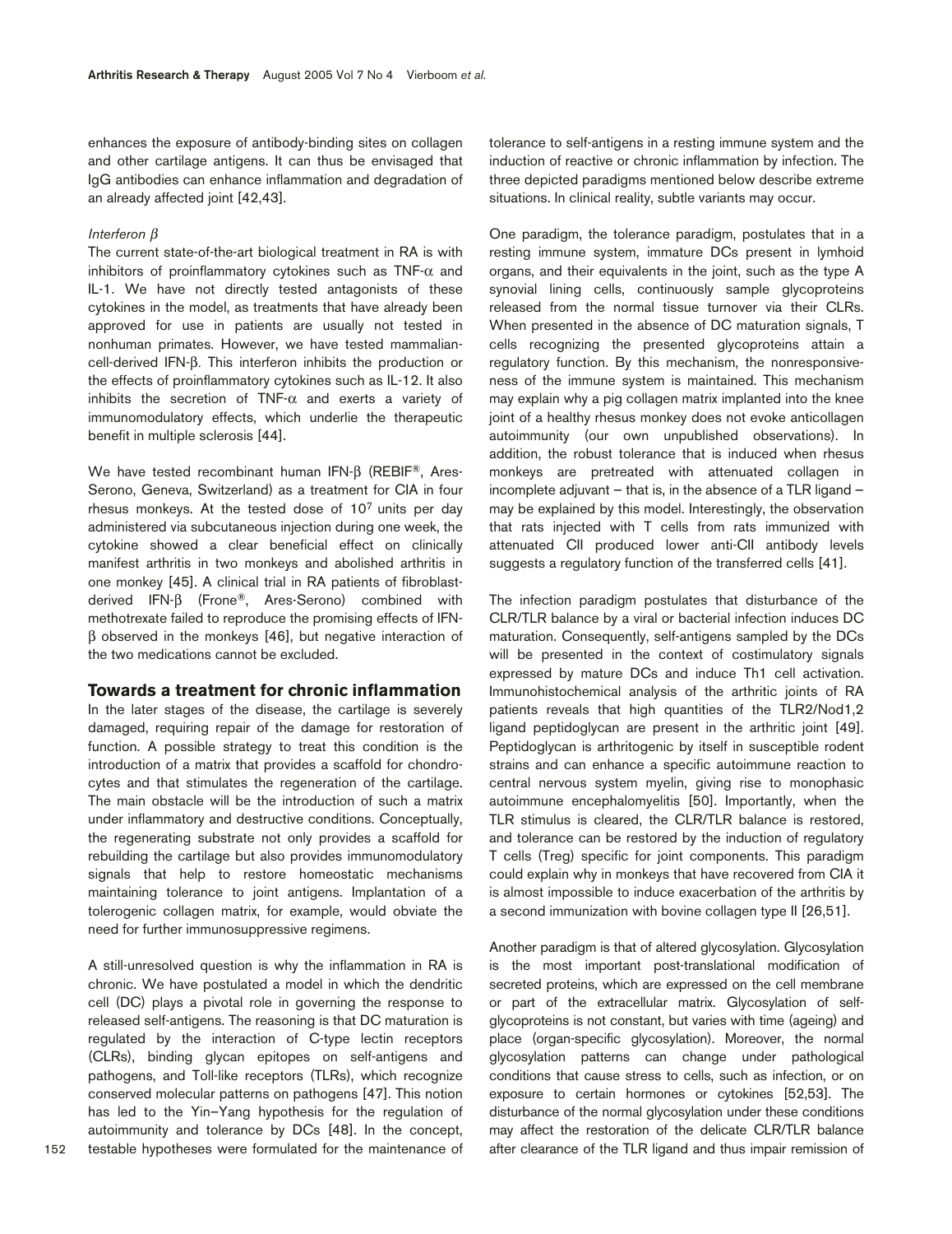enhances the exposure of antibody-binding sites on collagen and other cartilage antigens. It can thus be envisaged that IgG antibodies can enhance inflammation and degradation of an already affected joint [42,43].

### *Interferon β*

The current state-of-the-art biological treatment in RA is with inhibitors of proinflammatory cytokines such as TNF-α and IL-1. We have not directly tested antagonists of these cytokines in the model, as treatments that have already been approved for use in patients are usually not tested in nonhuman primates. However, we have tested mammalian-cell-derived IFN-β. This interferon inhibits the production or the effects of proinflammatory cytokines such as IL-12. It also inhibits the secretion of TNF-α and exerts a variety of immunomodulatory effects, which underlie the therapeutic benefit in multiple sclerosis [44].

We have tested recombinant human IFN-β (REBIF®, Ares-Serono, Geneva, Switzerland) as a treatment for CIA in four rhesus monkeys. At the tested dose of $10^7$ units per day administered via subcutaneous injection during one week, the cytokine showed a clear beneficial effect on clinically manifest arthritis in two monkeys and abolished arthritis in one monkey [45]. A clinical trial in RA patients of fibroblast-derived IFN-β (Frone®, Ares-Serono) combined with methotrexate failed to reproduce the promising effects of IFN-β observed in the monkeys [46], but negative interaction of the two medications cannot be excluded.

## Towards a treatment for chronic inflammation

In the later stages of the disease, the cartilage is severely damaged, requiring repair of the damage for restoration of function. A possible strategy to treat this condition is the introduction of a matrix that provides a scaffold for chondrocytes and that stimulates the regeneration of the cartilage. The main obstacle will be the introduction of such a matrix under inflammatory and destructive conditions. Conceptually, the regenerating substrate not only provides a scaffold for rebuilding the cartilage but also provides immunomodulatory signals that help to restore homeostatic mechanisms maintaining tolerance to joint antigens. Implantation of a tolerogenic collagen matrix, for example, would obviate the need for further immunosuppressive regimens.

A still-unresolved question is why the inflammation in RA is chronic. We have postulated a model in which the dendritic cell (DC) plays a pivotal role in governing the response to released self-antigens. The reasoning is that DC maturation is regulated by the interaction of C-type lectin receptors (CLRs), binding glycan epitopes on self-antigens and pathogens, and Toll-like receptors (TLRs), which recognize conserved molecular patterns on pathogens [47]. This notion has led to the Yin–Yang hypothesis for the regulation of autoimmunity and tolerance by DCs [48]. In the concept, testable hypotheses were formulated for the maintenance of tolerance to self-antigens in a resting immune system and the induction of reactive or chronic inflammation by infection. The three depicted paradigms mentioned below describe extreme situations. In clinical reality, subtle variants may occur.

One paradigm, the tolerance paradigm, postulates that in a resting immune system, immature DCs present in lymhoid organs, and their equivalents in the joint, such as the type A synovial lining cells, continuously sample glycoproteins released from the normal tissue turnover via their CLRs. When presented in the absence of DC maturation signals, T cells recognizing the presented glycoproteins attain a regulatory function. By this mechanism, the nonresponsiveness of the immune system is maintained. This mechanism may explain why a pig collagen matrix implanted into the knee joint of a healthy rhesus monkey does not evoke anticollagen autoimmunity (our own unpublished observations). In addition, the robust tolerance that is induced when rhesus monkeys are pretreated with attenuated collagen in incomplete adjuvant – that is, in the absence of a TLR ligand – may be explained by this model. Interestingly, the observation that rats injected with T cells from rats immunized with attenuated CII produced lower anti-CII antibody levels suggests a regulatory function of the transferred cells [41].

The infection paradigm postulates that disturbance of the CLR/TLR balance by a viral or bacterial infection induces DC maturation. Consequently, self-antigens sampled by the DCs will be presented in the context of costimulatory signals expressed by mature DCs and induce Th1 cell activation. Immunohistochemical analysis of the arthritic joints of RA patients reveals that high quantities of the TLR2/Nod1,2 ligand peptidoglycan are present in the arthritic joint [49]. Peptidoglycan is arthritogenic by itself in susceptible rodent strains and can enhance a specific autoimmune reaction to central nervous system myelin, giving rise to monophasic autoimmune encephalomyelitis [50]. Importantly, when the TLR stimulus is cleared, the CLR/TLR balance is restored, and tolerance can be restored by the induction of regulatory T cells (Treg) specific for joint components. This paradigm could explain why in monkeys that have recovered from CIA it is almost impossible to induce exacerbation of the arthritis by a second immunization with bovine collagen type II [26,51].

Another paradigm is that of altered glycosylation. Glycosylation is the most important post-translational modification of secreted proteins, which are expressed on the cell membrane or part of the extracellular matrix. Glycosylation of self-glycoproteins is not constant, but varies with time (ageing) and place (organ-specific glycosylation). Moreover, the normal glycosylation patterns can change under pathological conditions that cause stress to cells, such as infection, or on exposure to certain hormones or cytokines [52,53]. The disturbance of the normal glycosylation under these conditions may affect the restoration of the delicate CLR/TLR balance after clearance of the TLR ligand and thus impair remission of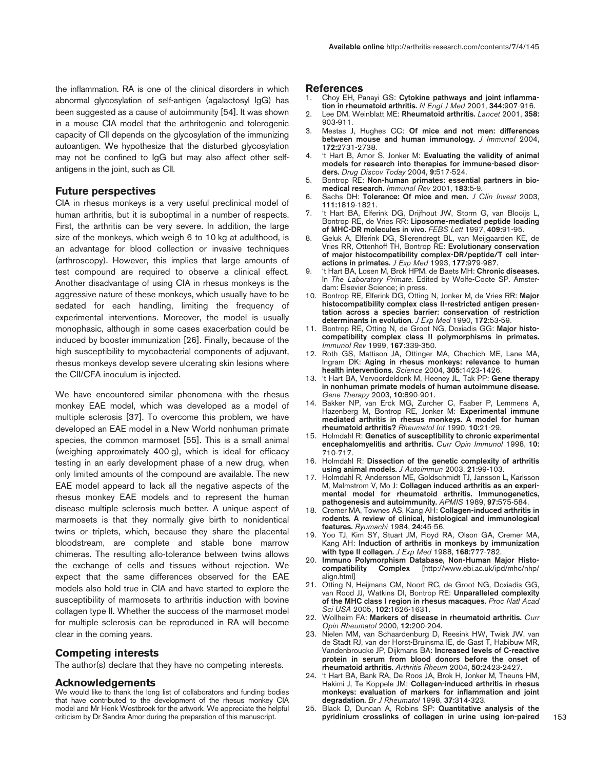the inflammation. RA is one of the clinical disorders in which abnormal glycosylation of self-antigen (agalactosyl IgG) has been suggested as a cause of autoimmunity [54]. It was shown in a mouse CIA model that the arthritogenic and tolerogenic capacity of CII depends on the glycosylation of the immunizing autoantigen. We hypothesize that the disturbed glycosylation may not be confined to IgG but may also affect other self-antigens in the joint, such as CII.

## Future perspectives

CIA in rhesus monkeys is a very useful preclinical model of human arthritis, but it is suboptimal in a number of respects. First, the arthritis can be very severe. In addition, the large size of the monkeys, which weigh 6 to 10 kg at adulthood, is an advantage for blood collection or invasive techniques (arthroscopy). However, this implies that large amounts of test compound are required to observe a clinical effect. Another disadvantage of using CIA in rhesus monkeys is the aggressive nature of these monkeys, which usually have to be sedated for each handling, limiting the frequency of experimental interventions. Moreover, the model is usually monophasic, although in some cases exacerbation could be induced by booster immunization [26]. Finally, because of the high susceptibility to mycobacterial components of adjuvant, rhesus monkeys develop severe ulcerating skin lesions where the CII/CFA inoculum is injected.

We have encountered similar phenomena with the rhesus monkey EAE model, which was developed as a model of multiple sclerosis [37]. To overcome this problem, we have developed an EAE model in a New World nonhuman primate species, the common marmoset [55]. This is a small animal (weighing approximately 400 g), which is ideal for efficacy testing in an early development phase of a new drug, when only limited amounts of the compound are available. The new EAE model appeard to lack all the negative aspects of the rhesus monkey EAE models and to represent the human disease multiple sclerosis much better. A unique aspect of marmosets is that they normally give birth to nonidentical twins or triplets, which, because they share the placental bloodstream, are complete and stable bone marrow chimeras. The resulting allo-tolerance between twins allows the exchange of cells and tissues without rejection. We expect that the same differences observed for the EAE models also hold true in CIA and have started to explore the susceptibility of marmosets to arthritis induction with bovine collagen type II. Whether the success of the marmoset model for multiple sclerosis can be reproduced in RA will become clear in the coming years.

## Competing interests

The author(s) declare that they have no competing interests.

## Acknowledgements

We would like to thank the long list of collaborators and funding bodies that have contributed to the development of the rhesus monkey CIA model and Mr Henk Westbroek for the artwork. We appreciate the helpful criticism by Dr Sandra Amor during the preparation of this manuscript.

## References

1. Choy EH, Panayi GS: **Cytokine pathways and joint inflammation in rheumatoid arthritis.** *N Engl J Med* 2001, **344:**907-916.
2. Lee DM, Weinblatt ME: **Rheumatoid arthritis.** *Lancet* 2001, **358:** 903-911.
3. Mestas J, Hughes CC: **Of mice and not men: differences between mouse and human immunology.** *J Immunol* 2004, **172:**2731-2738.
4. 't Hart B, Amor S, Jonker M: **Evaluating the validity of animal models for research into therapies for immune-based disorders.** *Drug Discov Today* 2004, **9:**517-524.
5. Bontrop RE: **Non-human primates: essential partners in biomedical research.** *Immunol Rev* 2001, **183**:5-9.
6. Sachs DH: **Tolerance: Of mice and men.** *J Clin Invest* 2003, **111:**1819-1821.
7. 't Hart BA, Elferink DG, Drijfhout JW, Storm G, van Blooijs L, Bontrop RE, de Vries RR: **Liposome-mediated peptide loading of MHC-DR molecules in vivo.** *FEBS Lett* 1997, **409:**91-95.
8. Geluk A, Elferink DG, Slierendregt BL, van Meijgaarden KE, de Vries RR, Ottenhoff TH, Bontrop RE: **Evolutionary conservation of major histocompatibility complex-DR/peptide/T cell interactions in primates.** *J Exp Med* 1993, **177:**979-987.
9. 't Hart BA, Losen M, Brok HPM, de Baets MH: **Chronic diseases.** In *The Laboratory Primate.* Edited by Wolfe-Coote SP. Amsterdam: Elsevier Science; in press.
10. Bontrop RE, Elferink DG, Otting N, Jonker M, de Vries RR: **Major histocompatibility complex class II-restricted antigen presentation across a species barrier: conservation of restriction determinants in evolution.** *J Exp Med* 1990, **172:**53-59.
11. Bontrop RE, Otting N, de Groot NG, Doxiadis GG: **Major histocompatibility complex class II polymorphisms in primates.** *Immunol Rev* 1999, **167**:339-350.
12. Roth GS, Mattison JA, Ottinger MA, Chachich ME, Lane MA, Ingram DK: **Aging in rhesus monkeys: relevance to human health interventions.** *Science* 2004, **305:**1423-1426.
13. 't Hart BA, Vervoordeldonk M, Heeney JL, Tak PP: **Gene therapy in nonhuman primate models of human autoimmune disease.** *Gene Therapy* 2003, **10:**890-901.
14. Bakker NP, van Erck MG, Zurcher C, Faaber P, Lemmens A, Hazenberg M, Bontrop RE, Jonker M: **Experimental immune mediated arthritis in rhesus monkeys. A model for human rheumatoid arthritis?** *Rheumatol Int* 1990, **10:**21-29.
15. Holmdahl R: **Genetics of susceptibility to chronic experimental encephalomyelitis and arthritis.** *Curr Opin Immunol* 1998, **10:** 710-717.
16. Holmdahl R: **Dissection of the genetic complexity of arthritis using animal models.** *J Autoimmun* 2003, **21:**99-103.
17. Holmdahl R, Andersson ME, Goldschmidt TJ, Jansson L, Karlsson M, Malmstrom V, Mo J: **Collagen induced arthritis as an experimental model for rheumatoid arthritis. Immunogenetics, pathogenesis and autoimmunity.** *APMIS* 1989, **97:**575-584.
18. Cremer MA, Townes AS, Kang AH: **Collagen-induced arthritis in rodents. A review of clinical, histological and immunological features.** *Ryumachi* 1984, **24:**45-56.
19. Yoo TJ, Kim SY, Stuart JM, Floyd RA, Olson GA, Cremer MA, Kang AH: **Induction of arthritis in monkeys by immunization with type II collagen.** *J Exp Med* 1988, **168:**777-782.
20. **Immuno Polymorphism Database, Non-Human Major Histocompatibility Complex** [http://www.ebi.ac.uk/ipd/mhc/nhp/align.html]
21. Otting N, Heijmans CM, Noort RC, de Groot NG, Doxiadis GG, van Rood JJ, Watkins DI, Bontrop RE: **Unparalleled complexity of the MHC class I region in rhesus macaques.** *Proc Natl Acad Sci USA* 2005, **102:**1626-1631.
22. Wollheim FA: **Markers of disease in rheumatoid arthritis.** *Curr Opin Rheumatol* 2000, **12:**200-204.
23. Nielen MM, van Schaardenburg D, Reesink HW, Twisk JW, van de Stadt RJ, van der Horst-Bruinsma IE, de Gast T, Habibuw MR, Vandenbroucke JP, Dijkmans BA: **Increased levels of C-reactive protein in serum from blood donors before the onset of rheumatoid arthritis.** *Arthritis Rheum* 2004, **50:**2423-2427.
24. 't Hart BA, Bank RA, De Roos JA, Brok H, Jonker M, Theuns HM, Hakimi J, Te Koppele JM: **Collagen-induced arthritis in rhesus monkeys: evaluation of markers for inflammation and joint degradation.** *Br J Rheumatol* 1998, **37:**314-323.
25. Black D, Duncan A, Robins SP: **Quantitative analysis of the pyridinium crosslinks of collagen in urine using ion-paired**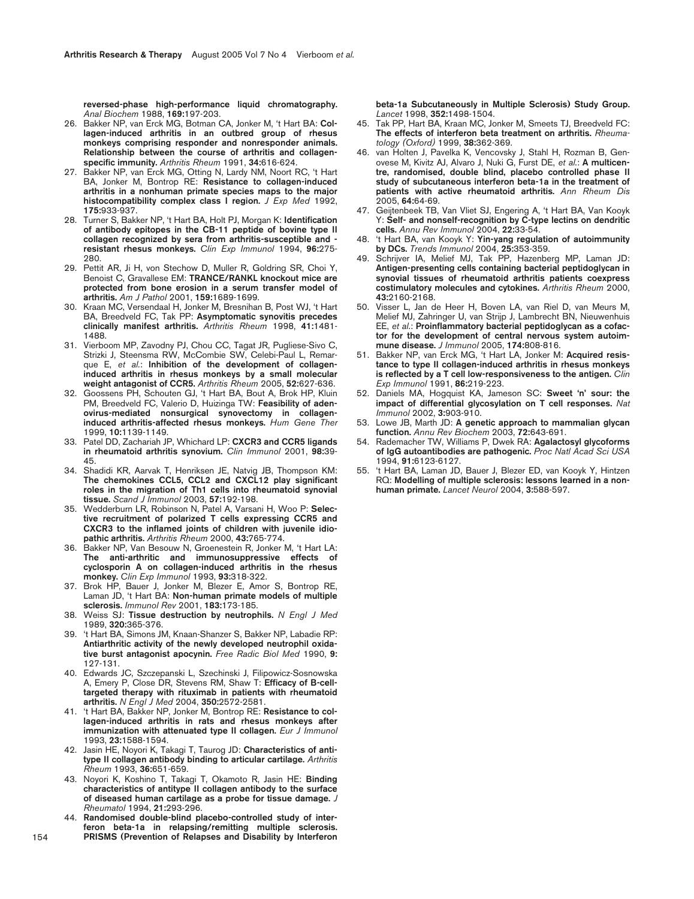reversed-phase high-performance liquid chromatography. *Anal Biochem* 1988, **169:**197-203.

26. Bakker NP, van Erck MG, Botman CA, Jonker M, 't Hart BA: **Collagen-induced arthritis in an outbred group of rhesus monkeys comprising responder and nonresponder animals. Relationship between the course of arthritis and collagen-specific immunity.** *Arthritis Rheum* 1991, **34:**616-624.
27. Bakker NP, van Erck MG, Otting N, Lardy NM, Noort RC, 't Hart BA, Jonker M, Bontrop RE: **Resistance to collagen-induced arthritis in a nonhuman primate species maps to the major histocompatibility complex class I region.** *J Exp Med* 1992, **175:**933-937.
28. Turner S, Bakker NP, 't Hart BA, Holt PJ, Morgan K: **Identification of antibody epitopes in the CB-11 peptide of bovine type II collagen recognized by sera from arthritis-susceptible and -resistant rhesus monkeys.** *Clin Exp Immunol* 1994, **96:**275-280.
29. Pettit AR, Ji H, von Stechow D, Muller R, Goldring SR, Choi Y, Benoist C, Gravallese EM: **TRANCE/RANKL knockout mice are protected from bone erosion in a serum transfer model of arthritis.** *Am J Pathol* 2001, **159:**1689-1699.
30. Kraan MC, Versendaal H, Jonker M, Bresnihan B, Post WJ, 't Hart BA, Breedveld FC, Tak PP: **Asymptomatic synovitis precedes clinically manifest arthritis.** *Arthritis Rheum* 1998, **41:**1481-1488.
31. Vierboom MP, Zavodny PJ, Chou CC, Tagat JR, Pugliese-Sivo C, Strizki J, Steensma RW, McCombie SW, Celebi-Paul L, Remarque E, *et al.*: **Inhibition of the development of collagen-induced arthritis in rhesus monkeys by a small molecular weight antagonist of CCR5.** *Arthritis Rheum* 2005, **52:**627-636.
32. Goossens PH, Schouten GJ, 't Hart BA, Bout A, Brok HP, Kluin PM, Breedveld FC, Valerio D, Huizinga TW: **Feasibility of adenovirus-mediated nonsurgical synovectomy in collagen-induced arthritis-affected rhesus monkeys.** *Hum Gene Ther* 1999, **10:**1139-1149.
33. Patel DD, Zachariah JP, Whichard LP: **CXCR3 and CCR5 ligands in rheumatoid arthritis synovium.** *Clin Immunol* 2001, **98:**39-45.
34. Shadidi KR, Aarvak T, Henriksen JE, Natvig JB, Thompson KM: **The chemokines CCL5, CCL2 and CXCL12 play significant roles in the migration of Th1 cells into rheumatoid synovial tissue.** *Scand J Immunol* 2003, **57:**192-198.
35. Wedderburn LR, Robinson N, Patel A, Varsani H, Woo P: **Selective recruitment of polarized T cells expressing CCR5 and CXCR3 to the inflamed joints of children with juvenile idiopathic arthritis.** *Arthritis Rheum* 2000, **43:**765-774.
36. Bakker NP, Van Besouw N, Groenestein R, Jonker M, 't Hart LA: **The anti-arthritic and immunosuppressive effects of cyclosporin A on collagen-induced arthritis in the rhesus monkey.** *Clin Exp Immunol* 1993, **93:**318-322.
37. Brok HP, Bauer J, Jonker M, Blezer E, Amor S, Bontrop RE, Laman JD, 't Hart BA: **Non-human primate models of multiple sclerosis.** *Immunol Rev* 2001, **183:**173-185.
38. Weiss SJ: **Tissue destruction by neutrophils.** *N Engl J Med* 1989, **320:**365-376.
39. 't Hart BA, Simons JM, Knaan-Shanzer S, Bakker NP, Labadie RP: **Antiarthritic activity of the newly developed neutrophil oxidative burst antagonist apocynin.** *Free Radic Biol Med* 1990, **9:**127-131.
40. Edwards JC, Szczepanski L, Szechinski J, Filipowicz-Sosnowska A, Emery P, Close DR, Stevens RM, Shaw T: **Efficacy of B-cell-targeted therapy with rituximab in patients with rheumatoid arthritis.** *N Engl J Med* 2004, **350:**2572-2581.
41. 't Hart BA, Bakker NP, Jonker M, Bontrop RE: **Resistance to collagen-induced arthritis in rats and rhesus monkeys after immunization with attenuated type II collagen.** *Eur J Immunol* 1993, **23:**1588-1594.
42. Jasin HE, Noyori K, Takagi T, Taurog JD: **Characteristics of anti-type II collagen antibody binding to articular cartilage.** *Arthritis Rheum* 1993, **36:**651-659.
43. Noyori K, Koshino T, Takagi T, Okamoto R, Jasin HE: **Binding characteristics of antitype II collagen antibody to the surface of diseased human cartilage as a probe for tissue damage.** *J Rheumatol* 1994, **21:**293-296.
44. **Randomised double-blind placebo-controlled study of interferon beta-1a in relapsing/remitting multiple sclerosis. PRISMS (Prevention of Relapses and Disability by Interferon beta-1a Subcutaneously in Multiple Sclerosis) Study Group.** *Lancet* 1998, **352:**1498-1504.
45. Tak PP, Hart BA, Kraan MC, Jonker M, Smeets TJ, Breedveld FC: **The effects of interferon beta treatment on arthritis.** *Rheumatology (Oxford)* 1999, **38:**362-369.
46. van Holten J, Pavelka K, Vencovsky J, Stahl H, Rozman B, Genovese M, Kivitz AJ, Alvaro J, Nuki G, Furst DE, *et al.*: **A multicentre, randomised, double blind, placebo controlled phase II study of subcutaneous interferon beta-1a in the treatment of patients with active rheumatoid arthritis.** *Ann Rheum Dis* 2005, **64:**64-69.
47. Geijtenbeek TB, Van Vliet SJ, Engering A, 't Hart BA, Van Kooyk Y: **Self- and nonself-recognition by C-type lectins on dendritic cells.** *Annu Rev Immunol* 2004, **22:**33-54.
48. 't Hart BA, van Kooyk Y: **Yin-yang regulation of autoimmunity by DCs.** *Trends Immunol* 2004, **25:**353-359.
49. Schrijver IA, Melief MJ, Tak PP, Hazenberg MP, Laman JD: **Antigen-presenting cells containing bacterial peptidoglycan in synovial tissues of rheumatoid arthritis patients coexpress costimulatory molecules and cytokines.** *Arthritis Rheum* 2000, **43:**2160-2168.
50. Visser L, Jan de Heer H, Boven LA, van Riel D, van Meurs M, Melief MJ, Zahringer U, van Strijp J, Lambrecht BN, Nieuwenhuis EE, *et al.*: **Proinflammatory bacterial peptidoglycan as a cofactor for the development of central nervous system autoimmune disease.** *J Immunol* 2005, **174:**808-816.
51. Bakker NP, van Erck MG, 't Hart LA, Jonker M: **Acquired resistance to type II collagen-induced arthritis in rhesus monkeys is reflected by a T cell low-responsiveness to the antigen.** *Clin Exp Immunol* 1991, **86:**219-223.
52. Daniels MA, Hogquist KA, Jameson SC: **Sweet 'n' sour: the impact of differential glycosylation on T cell responses.** *Nat Immunol* 2002, **3:**903-910.
53. Lowe JB, Marth JD: **A genetic approach to mammalian glycan function.** *Annu Rev Biochem* 2003, **72:**643-691.
54. Rademacher TW, Williams P, Dwek RA: **Agalactosyl glycoforms of IgG autoantibodies are pathogenic.** *Proc Natl Acad Sci USA* 1994, **91:**6123-6127.
55. 't Hart BA, Laman JD, Bauer J, Blezer ED, van Kooyk Y, Hintzen RQ: **Modelling of multiple sclerosis: lessons learned in a non-human primate.** *Lancet Neurol* 2004, **3:**588-597.